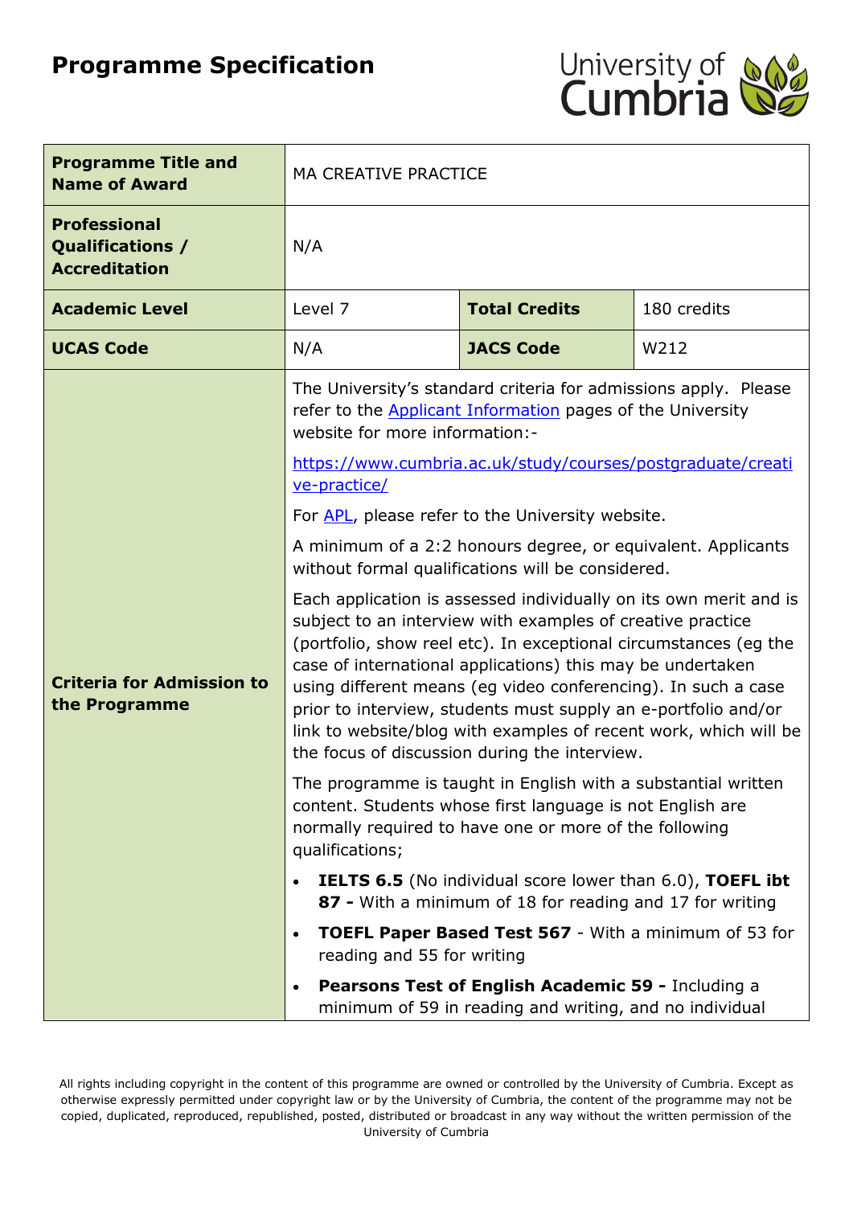# Programme Specification

| Programme Title and Name of Award | MA CREATIVE PRACTICE | | |
|---|---|---|---|
| Professional Qualifications / Accreditation | N/A | | |
| Academic Level | Level 7 | Total Credits | 180 credits |
| UCAS Code | N/A | JACS Code | W212 |
| Criteria for Admission to the Programme | The University's standard criteria for admissions apply. Please refer to the Applicant Information pages of the University website for more information:- <br><br> https://www.cumbria.ac.uk/study/courses/postgraduate/creative-practice/ <br><br> For APL, please refer to the University website. <br><br> A minimum of a 2:2 honours degree, or equivalent. Applicants without formal qualifications will be considered. <br><br> Each application is assessed individually on its own merit and is subject to an interview with examples of creative practice (portfolio, show reel etc). In exceptional circumstances (eg the case of international applications) this may be undertaken using different means (eg video conferencing). In such a case prior to interview, students must supply an e-portfolio and/or link to website/blog with examples of recent work, which will be the focus of discussion during the interview. <br><br> The programme is taught in English with a substantial written content. Students whose first language is not English are normally required to have one or more of the following qualifications; <br><br> • **IELTS 6.5** (No individual score lower than 6.0), **TOEFL ibt 87 -** With a minimum of 18 for reading and 17 for writing <br> • **TOEFL Paper Based Test 567** - With a minimum of 53 for reading and 55 for writing <br> • **Pearsons Test of English Academic 59 -** Including a minimum of 59 in reading and writing, and no individual | | |

All rights including copyright in the content of this programme are owned or controlled by the University of Cumbria. Except as otherwise expressly permitted under copyright law or by the University of Cumbria, the content of the programme may not be copied, duplicated, reproduced, republished, posted, distributed or broadcast in any way without the written permission of the University of Cumbria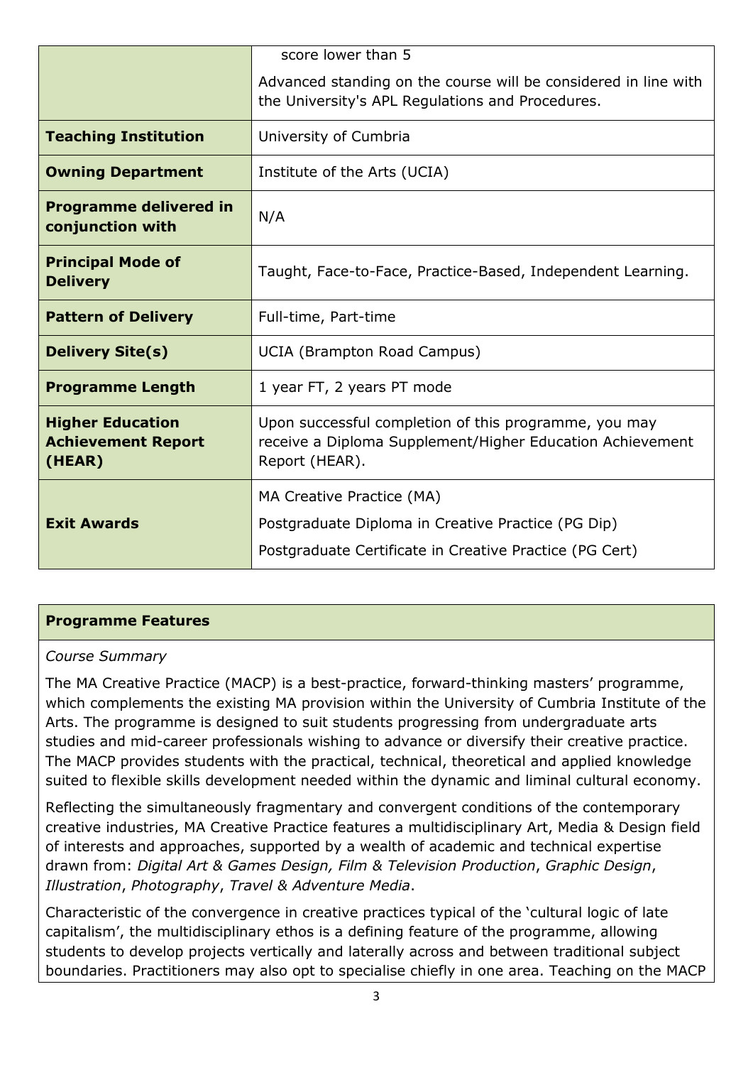| | |
|---|---|
| | score lower than 5<br><br>Advanced standing on the course will be considered in line with the University's APL Regulations and Procedures. |
| **Teaching Institution** | University of Cumbria |
| **Owning Department** | Institute of the Arts (UCIA) |
| **Programme delivered in conjunction with** | N/A |
| **Principal Mode of Delivery** | Taught, Face-to-Face, Practice-Based, Independent Learning. |
| **Pattern of Delivery** | Full-time, Part-time |
| **Delivery Site(s)** | UCIA (Brampton Road Campus) |
| **Programme Length** | 1 year FT, 2 years PT mode |
| **Higher Education Achievement Report (HEAR)** | Upon successful completion of this programme, you may receive a Diploma Supplement/Higher Education Achievement Report (HEAR). |
| **Exit Awards** | MA Creative Practice (MA)<br><br>Postgraduate Diploma in Creative Practice (PG Dip)<br><br>Postgraduate Certificate in Creative Practice (PG Cert) |

## Programme Features

*Course Summary*

The MA Creative Practice (MACP) is a best-practice, forward-thinking masters' programme, which complements the existing MA provision within the University of Cumbria Institute of the Arts. The programme is designed to suit students progressing from undergraduate arts studies and mid-career professionals wishing to advance or diversify their creative practice. The MACP provides students with the practical, technical, theoretical and applied knowledge suited to flexible skills development needed within the dynamic and liminal cultural economy.

Reflecting the simultaneously fragmentary and convergent conditions of the contemporary creative industries, MA Creative Practice features a multidisciplinary Art, Media & Design field of interests and approaches, supported by a wealth of academic and technical expertise drawn from: *Digital Art & Games Design, Film & Television Production*, *Graphic Design*, *Illustration*, *Photography*, *Travel & Adventure Media*.

Characteristic of the convergence in creative practices typical of the 'cultural logic of late capitalism', the multidisciplinary ethos is a defining feature of the programme, allowing students to develop projects vertically and laterally across and between traditional subject boundaries. Practitioners may also opt to specialise chiefly in one area. Teaching on the MACP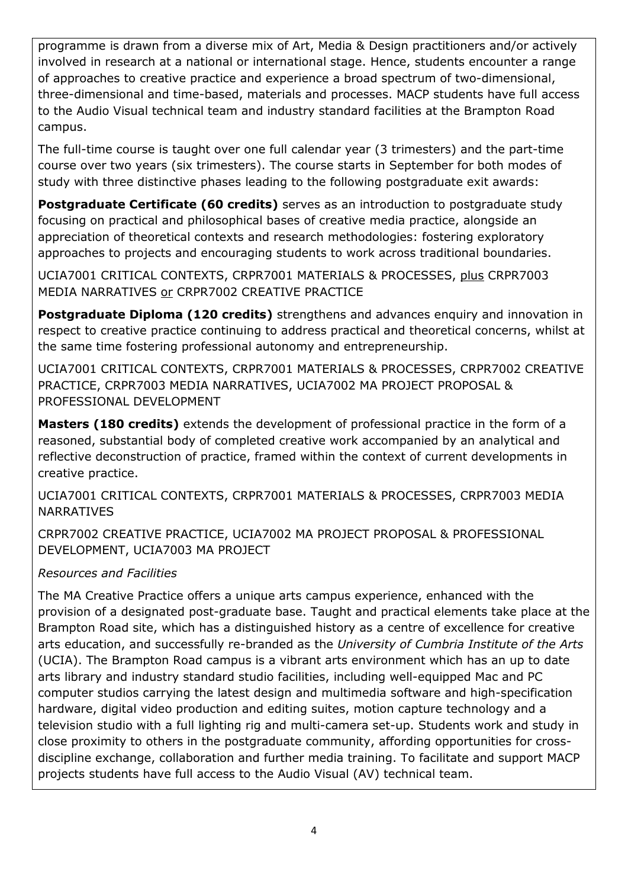programme is drawn from a diverse mix of Art, Media & Design practitioners and/or actively involved in research at a national or international stage. Hence, students encounter a range of approaches to creative practice and experience a broad spectrum of two-dimensional, three-dimensional and time-based, materials and processes. MACP students have full access to the Audio Visual technical team and industry standard facilities at the Brampton Road campus.

The full-time course is taught over one full calendar year (3 trimesters) and the part-time course over two years (six trimesters). The course starts in September for both modes of study with three distinctive phases leading to the following postgraduate exit awards:

**Postgraduate Certificate (60 credits)** serves as an introduction to postgraduate study focusing on practical and philosophical bases of creative media practice, alongside an appreciation of theoretical contexts and research methodologies: fostering exploratory approaches to projects and encouraging students to work across traditional boundaries.

UCIA7001 CRITICAL CONTEXTS, CRPR7001 MATERIALS & PROCESSES, plus CRPR7003 MEDIA NARRATIVES or CRPR7002 CREATIVE PRACTICE

**Postgraduate Diploma (120 credits)** strengthens and advances enquiry and innovation in respect to creative practice continuing to address practical and theoretical concerns, whilst at the same time fostering professional autonomy and entrepreneurship.

UCIA7001 CRITICAL CONTEXTS, CRPR7001 MATERIALS & PROCESSES, CRPR7002 CREATIVE PRACTICE, CRPR7003 MEDIA NARRATIVES, UCIA7002 MA PROJECT PROPOSAL & PROFESSIONAL DEVELOPMENT

**Masters (180 credits)** extends the development of professional practice in the form of a reasoned, substantial body of completed creative work accompanied by an analytical and reflective deconstruction of practice, framed within the context of current developments in creative practice.

UCIA7001 CRITICAL CONTEXTS, CRPR7001 MATERIALS & PROCESSES, CRPR7003 MEDIA NARRATIVES

CRPR7002 CREATIVE PRACTICE, UCIA7002 MA PROJECT PROPOSAL & PROFESSIONAL DEVELOPMENT, UCIA7003 MA PROJECT

*Resources and Facilities*

The MA Creative Practice offers a unique arts campus experience, enhanced with the provision of a designated post-graduate base. Taught and practical elements take place at the Brampton Road site, which has a distinguished history as a centre of excellence for creative arts education, and successfully re-branded as the *University of Cumbria Institute of the Arts* (UCIA). The Brampton Road campus is a vibrant arts environment which has an up to date arts library and industry standard studio facilities, including well-equipped Mac and PC computer studios carrying the latest design and multimedia software and high-specification hardware, digital video production and editing suites, motion capture technology and a television studio with a full lighting rig and multi-camera set-up. Students work and study in close proximity to others in the postgraduate community, affording opportunities for cross-discipline exchange, collaboration and further media training. To facilitate and support MACP projects students have full access to the Audio Visual (AV) technical team.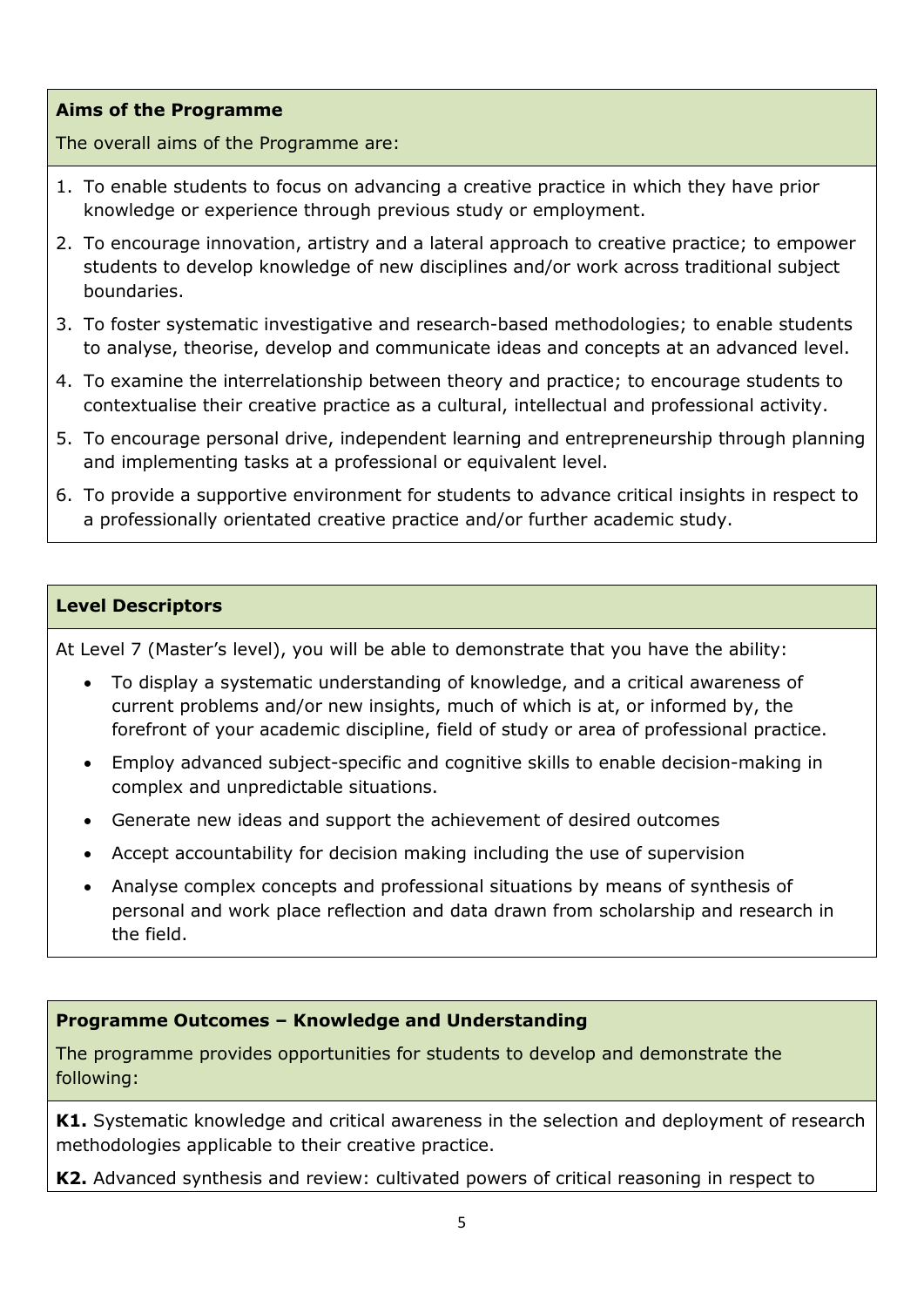## Aims of the Programme

The overall aims of the Programme are:

1. To enable students to focus on advancing a creative practice in which they have prior knowledge or experience through previous study or employment.
2. To encourage innovation, artistry and a lateral approach to creative practice; to empower students to develop knowledge of new disciplines and/or work across traditional subject boundaries.
3. To foster systematic investigative and research-based methodologies; to enable students to analyse, theorise, develop and communicate ideas and concepts at an advanced level.
4. To examine the interrelationship between theory and practice; to encourage students to contextualise their creative practice as a cultural, intellectual and professional activity.
5. To encourage personal drive, independent learning and entrepreneurship through planning and implementing tasks at a professional or equivalent level.
6. To provide a supportive environment for students to advance critical insights in respect to a professionally orientated creative practice and/or further academic study.

## Level Descriptors

At Level 7 (Master's level), you will be able to demonstrate that you have the ability:

- To display a systematic understanding of knowledge, and a critical awareness of current problems and/or new insights, much of which is at, or informed by, the forefront of your academic discipline, field of study or area of professional practice.
- Employ advanced subject-specific and cognitive skills to enable decision-making in complex and unpredictable situations.
- Generate new ideas and support the achievement of desired outcomes
- Accept accountability for decision making including the use of supervision
- Analyse complex concepts and professional situations by means of synthesis of personal and work place reflection and data drawn from scholarship and research in the field.

## Programme Outcomes – Knowledge and Understanding

The programme provides opportunities for students to develop and demonstrate the following:

**K1.** Systematic knowledge and critical awareness in the selection and deployment of research methodologies applicable to their creative practice.

**K2.** Advanced synthesis and review: cultivated powers of critical reasoning in respect to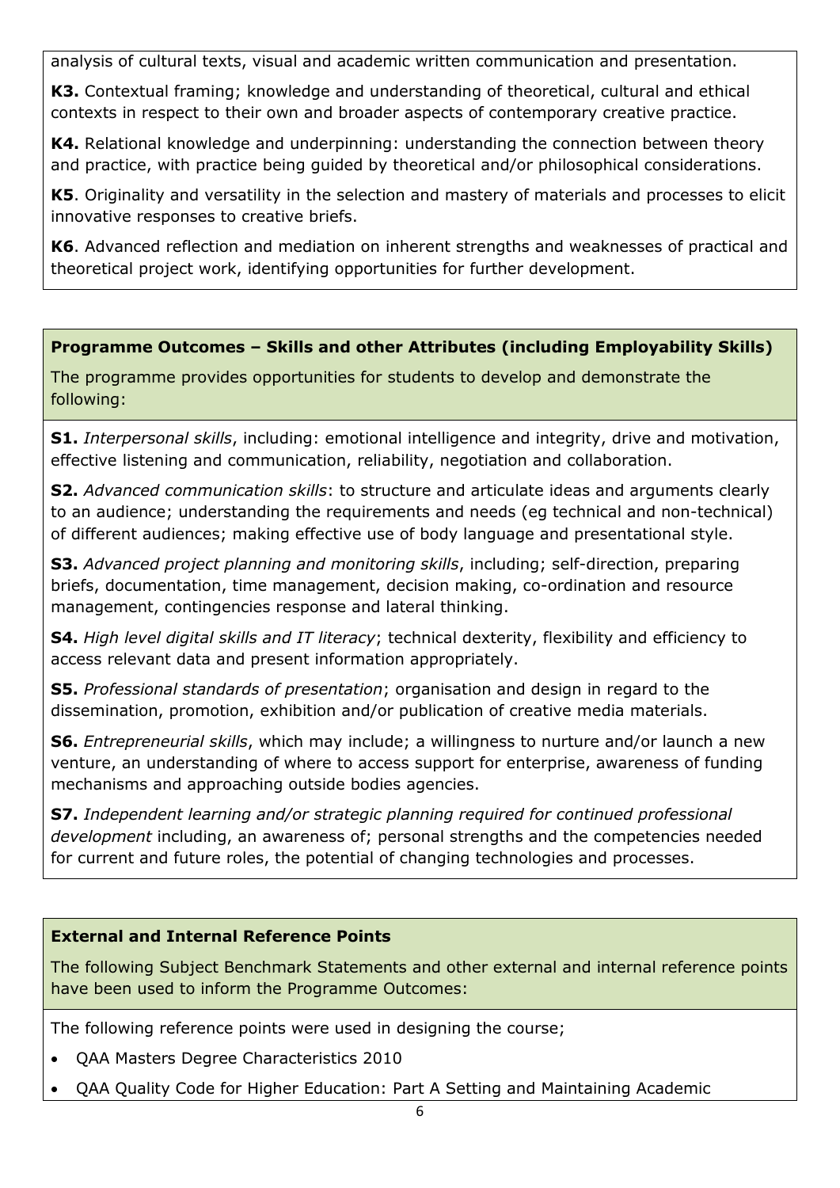analysis of cultural texts, visual and academic written communication and presentation.

**K3.** Contextual framing; knowledge and understanding of theoretical, cultural and ethical contexts in respect to their own and broader aspects of contemporary creative practice.

**K4.** Relational knowledge and underpinning: understanding the connection between theory and practice, with practice being guided by theoretical and/or philosophical considerations.

**K5**. Originality and versatility in the selection and mastery of materials and processes to elicit innovative responses to creative briefs.

**K6**. Advanced reflection and mediation on inherent strengths and weaknesses of practical and theoretical project work, identifying opportunities for further development.

**Programme Outcomes – Skills and other Attributes (including Employability Skills)**

The programme provides opportunities for students to develop and demonstrate the following:

**S1.** *Interpersonal skills*, including: emotional intelligence and integrity, drive and motivation, effective listening and communication, reliability, negotiation and collaboration.

**S2.** *Advanced communication skills*: to structure and articulate ideas and arguments clearly to an audience; understanding the requirements and needs (eg technical and non-technical) of different audiences; making effective use of body language and presentational style.

**S3.** *Advanced project planning and monitoring skills*, including; self-direction, preparing briefs, documentation, time management, decision making, co-ordination and resource management, contingencies response and lateral thinking.

**S4.** *High level digital skills and IT literacy*; technical dexterity, flexibility and efficiency to access relevant data and present information appropriately.

**S5.** *Professional standards of presentation*; organisation and design in regard to the dissemination, promotion, exhibition and/or publication of creative media materials.

**S6.** *Entrepreneurial skills*, which may include; a willingness to nurture and/or launch a new venture, an understanding of where to access support for enterprise, awareness of funding mechanisms and approaching outside bodies agencies.

**S7.** *Independent learning and/or strategic planning required for continued professional development* including, an awareness of; personal strengths and the competencies needed for current and future roles, the potential of changing technologies and processes.

**External and Internal Reference Points**

The following Subject Benchmark Statements and other external and internal reference points have been used to inform the Programme Outcomes:

The following reference points were used in designing the course;

- QAA Masters Degree Characteristics 2010
- QAA Quality Code for Higher Education: Part A Setting and Maintaining Academic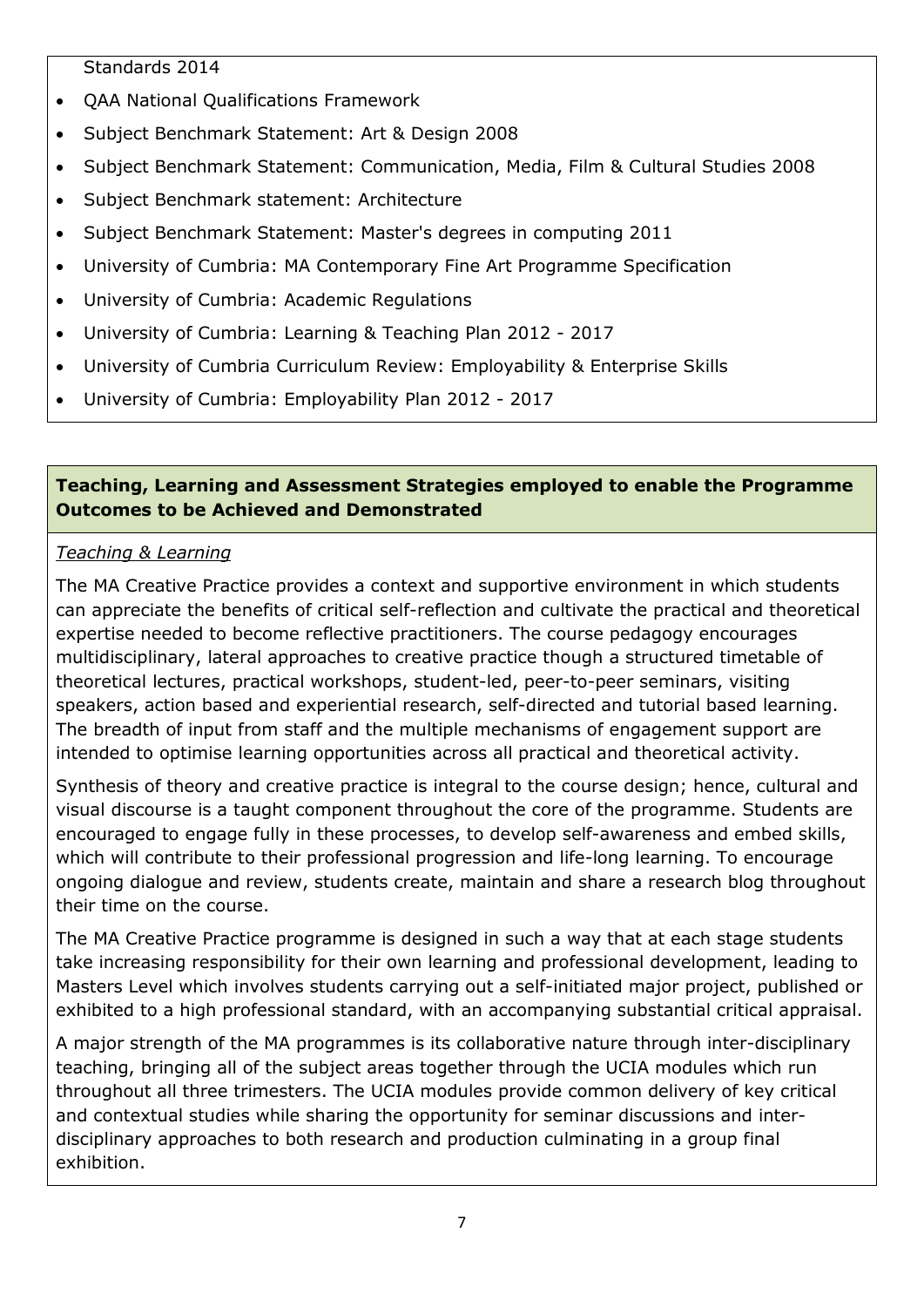Standards 2014

- QAA National Qualifications Framework
- Subject Benchmark Statement: Art & Design 2008
- Subject Benchmark Statement: Communication, Media, Film & Cultural Studies 2008
- Subject Benchmark statement: Architecture
- Subject Benchmark Statement: Master's degrees in computing 2011
- University of Cumbria: MA Contemporary Fine Art Programme Specification
- University of Cumbria: Academic Regulations
- University of Cumbria: Learning & Teaching Plan 2012 - 2017
- University of Cumbria Curriculum Review: Employability & Enterprise Skills
- University of Cumbria: Employability Plan 2012 - 2017

## Teaching, Learning and Assessment Strategies employed to enable the Programme Outcomes to be Achieved and Demonstrated

*Teaching & Learning*

The MA Creative Practice provides a context and supportive environment in which students can appreciate the benefits of critical self-reflection and cultivate the practical and theoretical expertise needed to become reflective practitioners. The course pedagogy encourages multidisciplinary, lateral approaches to creative practice though a structured timetable of theoretical lectures, practical workshops, student-led, peer-to-peer seminars, visiting speakers, action based and experiential research, self-directed and tutorial based learning. The breadth of input from staff and the multiple mechanisms of engagement support are intended to optimise learning opportunities across all practical and theoretical activity.

Synthesis of theory and creative practice is integral to the course design; hence, cultural and visual discourse is a taught component throughout the core of the programme. Students are encouraged to engage fully in these processes, to develop self-awareness and embed skills, which will contribute to their professional progression and life-long learning. To encourage ongoing dialogue and review, students create, maintain and share a research blog throughout their time on the course.

The MA Creative Practice programme is designed in such a way that at each stage students take increasing responsibility for their own learning and professional development, leading to Masters Level which involves students carrying out a self-initiated major project, published or exhibited to a high professional standard, with an accompanying substantial critical appraisal.

A major strength of the MA programmes is its collaborative nature through inter-disciplinary teaching, bringing all of the subject areas together through the UCIA modules which run throughout all three trimesters. The UCIA modules provide common delivery of key critical and contextual studies while sharing the opportunity for seminar discussions and inter-disciplinary approaches to both research and production culminating in a group final exhibition.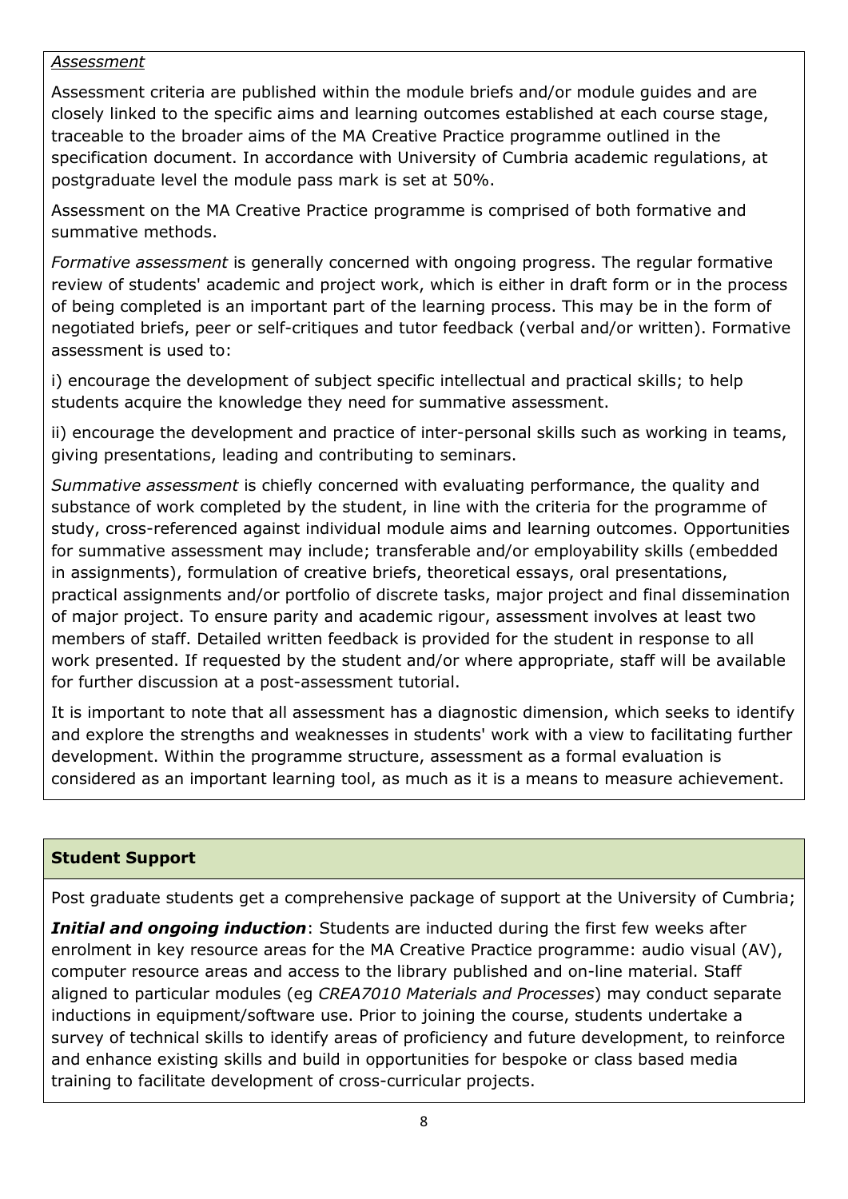*Assessment*

Assessment criteria are published within the module briefs and/or module guides and are closely linked to the specific aims and learning outcomes established at each course stage, traceable to the broader aims of the MA Creative Practice programme outlined in the specification document. In accordance with University of Cumbria academic regulations, at postgraduate level the module pass mark is set at 50%.

Assessment on the MA Creative Practice programme is comprised of both formative and summative methods.

*Formative assessment* is generally concerned with ongoing progress. The regular formative review of students' academic and project work, which is either in draft form or in the process of being completed is an important part of the learning process. This may be in the form of negotiated briefs, peer or self-critiques and tutor feedback (verbal and/or written). Formative assessment is used to:

i) encourage the development of subject specific intellectual and practical skills; to help students acquire the knowledge they need for summative assessment.

ii) encourage the development and practice of inter-personal skills such as working in teams, giving presentations, leading and contributing to seminars.

*Summative assessment* is chiefly concerned with evaluating performance, the quality and substance of work completed by the student, in line with the criteria for the programme of study, cross-referenced against individual module aims and learning outcomes. Opportunities for summative assessment may include; transferable and/or employability skills (embedded in assignments), formulation of creative briefs, theoretical essays, oral presentations, practical assignments and/or portfolio of discrete tasks, major project and final dissemination of major project. To ensure parity and academic rigour, assessment involves at least two members of staff. Detailed written feedback is provided for the student in response to all work presented. If requested by the student and/or where appropriate, staff will be available for further discussion at a post-assessment tutorial.

It is important to note that all assessment has a diagnostic dimension, which seeks to identify and explore the strengths and weaknesses in students' work with a view to facilitating further development. Within the programme structure, assessment as a formal evaluation is considered as an important learning tool, as much as it is a means to measure achievement.

## Student Support

Post graduate students get a comprehensive package of support at the University of Cumbria;

***Initial and ongoing induction***: Students are inducted during the first few weeks after enrolment in key resource areas for the MA Creative Practice programme: audio visual (AV), computer resource areas and access to the library published and on-line material. Staff aligned to particular modules (eg *CREA7010 Materials and Processes*) may conduct separate inductions in equipment/software use. Prior to joining the course, students undertake a survey of technical skills to identify areas of proficiency and future development, to reinforce and enhance existing skills and build in opportunities for bespoke or class based media training to facilitate development of cross-curricular projects.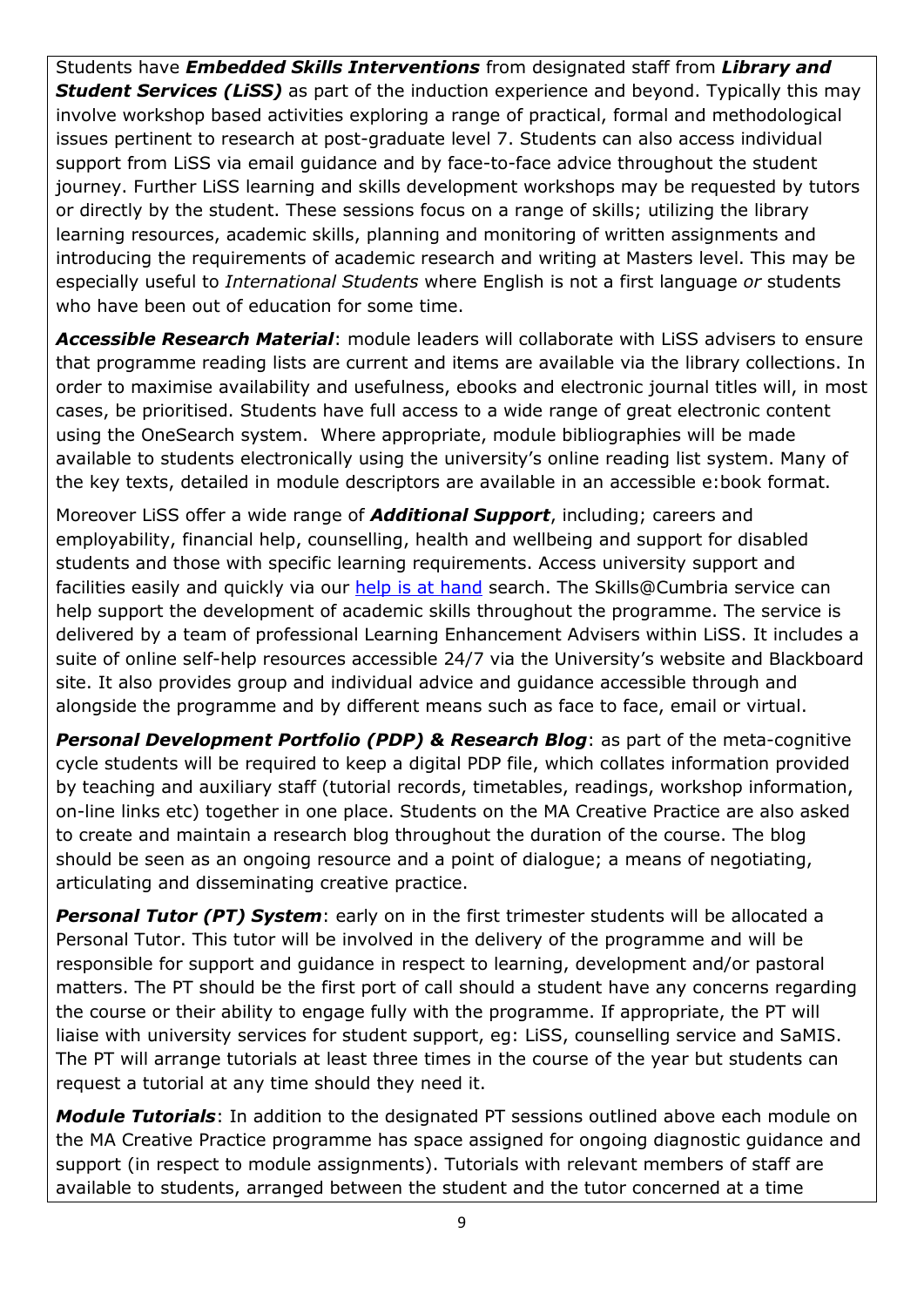Students have ***Embedded Skills Interventions*** from designated staff from ***Library and Student Services (LiSS)*** as part of the induction experience and beyond. Typically this may involve workshop based activities exploring a range of practical, formal and methodological issues pertinent to research at post-graduate level 7. Students can also access individual support from LiSS via email guidance and by face-to-face advice throughout the student journey. Further LiSS learning and skills development workshops may be requested by tutors or directly by the student. These sessions focus on a range of skills; utilizing the library learning resources, academic skills, planning and monitoring of written assignments and introducing the requirements of academic research and writing at Masters level. This may be especially useful to *International Students* where English is not a first language *or* students who have been out of education for some time.

***Accessible Research Material***: module leaders will collaborate with LiSS advisers to ensure that programme reading lists are current and items are available via the library collections. In order to maximise availability and usefulness, ebooks and electronic journal titles will, in most cases, be prioritised. Students have full access to a wide range of great electronic content using the OneSearch system. Where appropriate, module bibliographies will be made available to students electronically using the university's online reading list system. Many of the key texts, detailed in module descriptors are available in an accessible e:book format.

Moreover LiSS offer a wide range of ***Additional Support***, including; careers and employability, financial help, counselling, health and wellbeing and support for disabled students and those with specific learning requirements. Access university support and facilities easily and quickly via our [help is at hand] search. The Skills@Cumbria service can help support the development of academic skills throughout the programme. The service is delivered by a team of professional Learning Enhancement Advisers within LiSS. It includes a suite of online self-help resources accessible 24/7 via the University's website and Blackboard site. It also provides group and individual advice and guidance accessible through and alongside the programme and by different means such as face to face, email or virtual.

***Personal Development Portfolio (PDP) & Research Blog***: as part of the meta-cognitive cycle students will be required to keep a digital PDP file, which collates information provided by teaching and auxiliary staff (tutorial records, timetables, readings, workshop information, on-line links etc) together in one place. Students on the MA Creative Practice are also asked to create and maintain a research blog throughout the duration of the course. The blog should be seen as an ongoing resource and a point of dialogue; a means of negotiating, articulating and disseminating creative practice.

***Personal Tutor (PT) System***: early on in the first trimester students will be allocated a Personal Tutor. This tutor will be involved in the delivery of the programme and will be responsible for support and guidance in respect to learning, development and/or pastoral matters. The PT should be the first port of call should a student have any concerns regarding the course or their ability to engage fully with the programme. If appropriate, the PT will liaise with university services for student support, eg: LiSS, counselling service and SaMIS. The PT will arrange tutorials at least three times in the course of the year but students can request a tutorial at any time should they need it.

***Module Tutorials***: In addition to the designated PT sessions outlined above each module on the MA Creative Practice programme has space assigned for ongoing diagnostic guidance and support (in respect to module assignments). Tutorials with relevant members of staff are available to students, arranged between the student and the tutor concerned at a time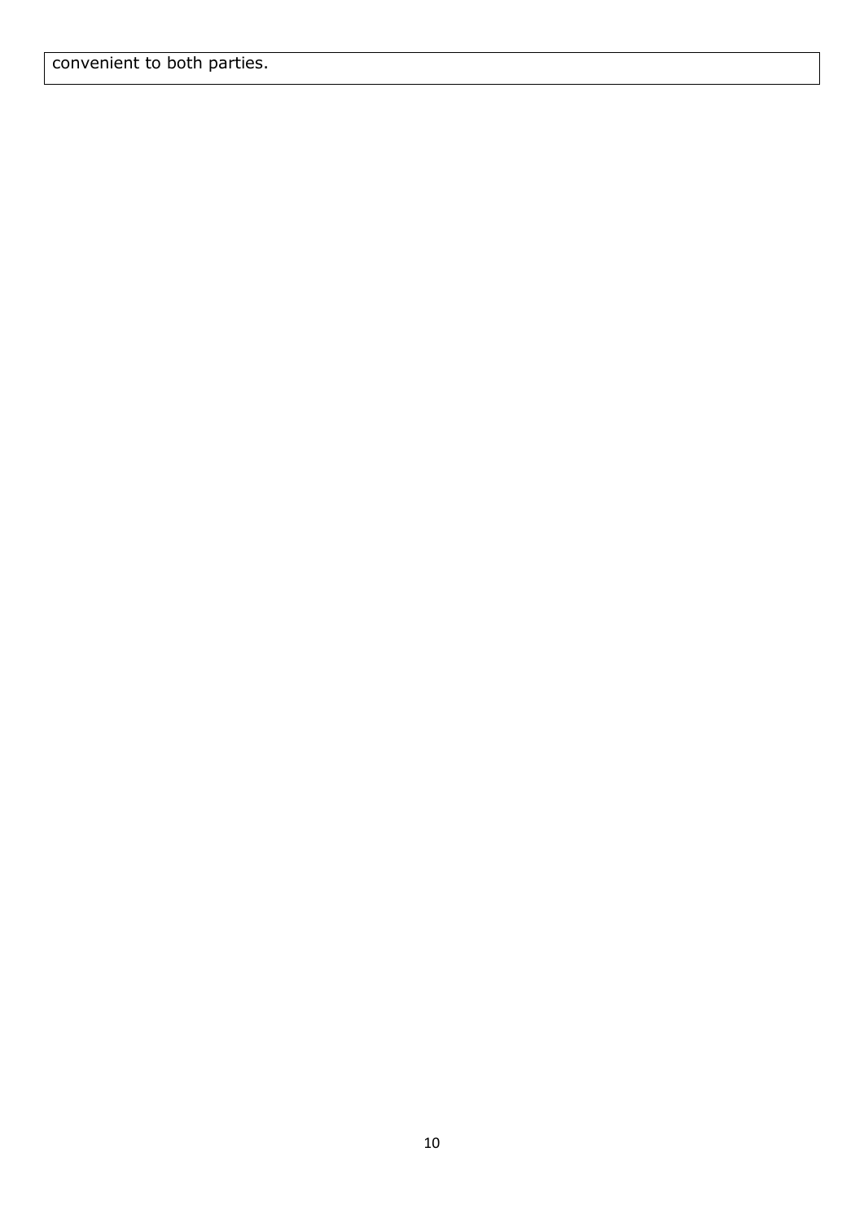| |
|---|
| convenient to both parties. |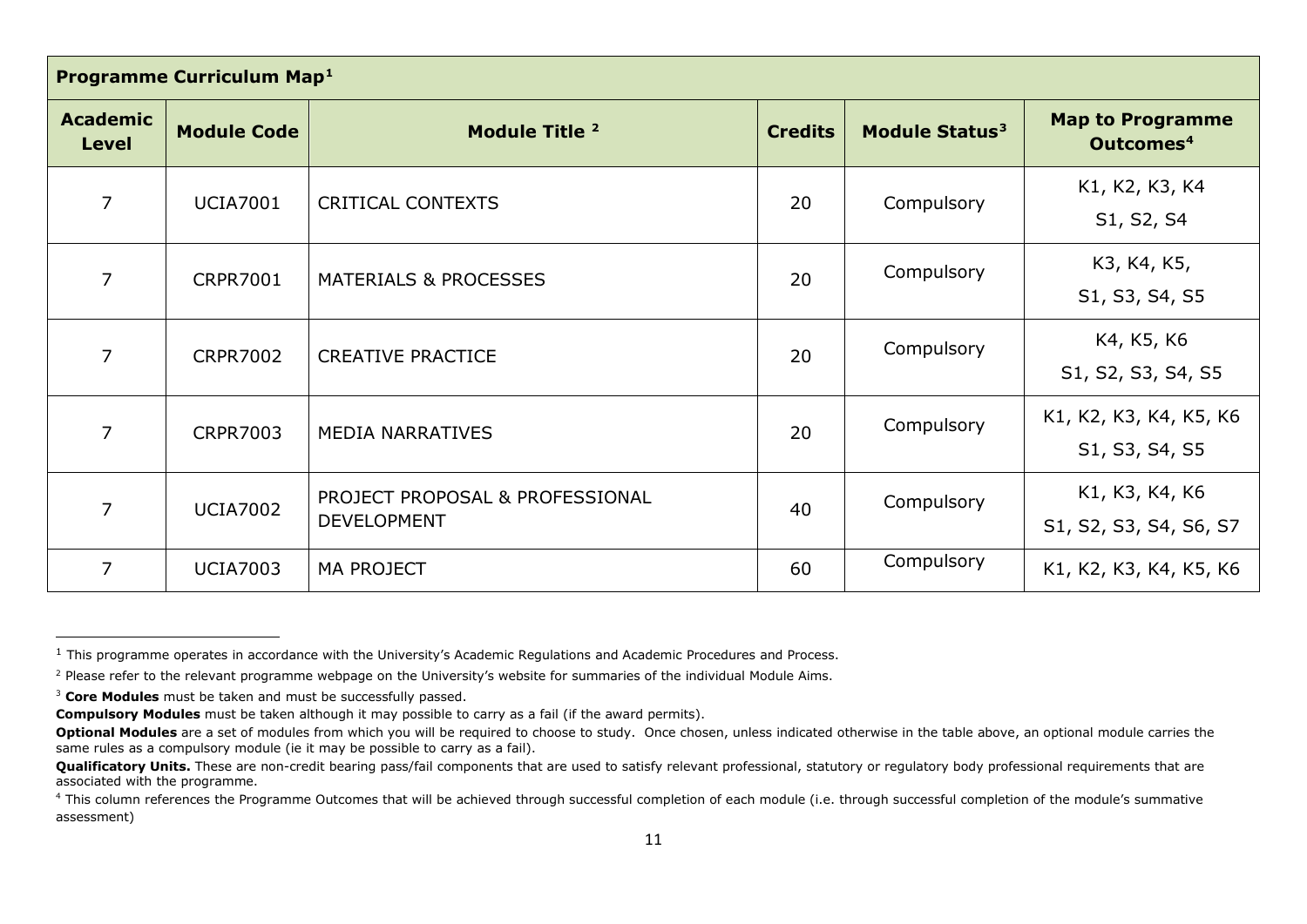| Programme Curriculum Map[1] | | | | | |
|---|---|---|---|---|---|
| **Academic Level** | **Module Code** | **Module Title [2]** | **Credits** | **Module Status[3]** | **Map to Programme Outcomes[4]** |
| 7 | UCIA7001 | CRITICAL CONTEXTS | 20 | Compulsory | K1, K2, K3, K4<br>S1, S2, S4 |
| 7 | CRPR7001 | MATERIALS & PROCESSES | 20 | Compulsory | K3, K4, K5,<br>S1, S3, S4, S5 |
| 7 | CRPR7002 | CREATIVE PRACTICE | 20 | Compulsory | K4, K5, K6<br>S1, S2, S3, S4, S5 |
| 7 | CRPR7003 | MEDIA NARRATIVES | 20 | Compulsory | K1, K2, K3, K4, K5, K6<br>S1, S3, S4, S5 |
| 7 | UCIA7002 | PROJECT PROPOSAL & PROFESSIONAL DEVELOPMENT | 40 | Compulsory | K1, K3, K4, K6<br>S1, S2, S3, S4, S6, S7 |
| 7 | UCIA7003 | MA PROJECT | 60 | Compulsory | K1, K2, K3, K4, K5, K6 |

[1] This programme operates in accordance with the University's Academic Regulations and Academic Procedures and Process.

[2] Please refer to the relevant programme webpage on the University's website for summaries of the individual Module Aims.

[3] **Core Modules** must be taken and must be successfully passed.

**Compulsory Modules** must be taken although it may possible to carry as a fail (if the award permits).

**Optional Modules** are a set of modules from which you will be required to choose to study. Once chosen, unless indicated otherwise in the table above, an optional module carries the same rules as a compulsory module (ie it may be possible to carry as a fail).

**Qualificatory Units.** These are non-credit bearing pass/fail components that are used to satisfy relevant professional, statutory or regulatory body professional requirements that are associated with the programme.

[4] This column references the Programme Outcomes that will be achieved through successful completion of each module (i.e. through successful completion of the module's summative assessment)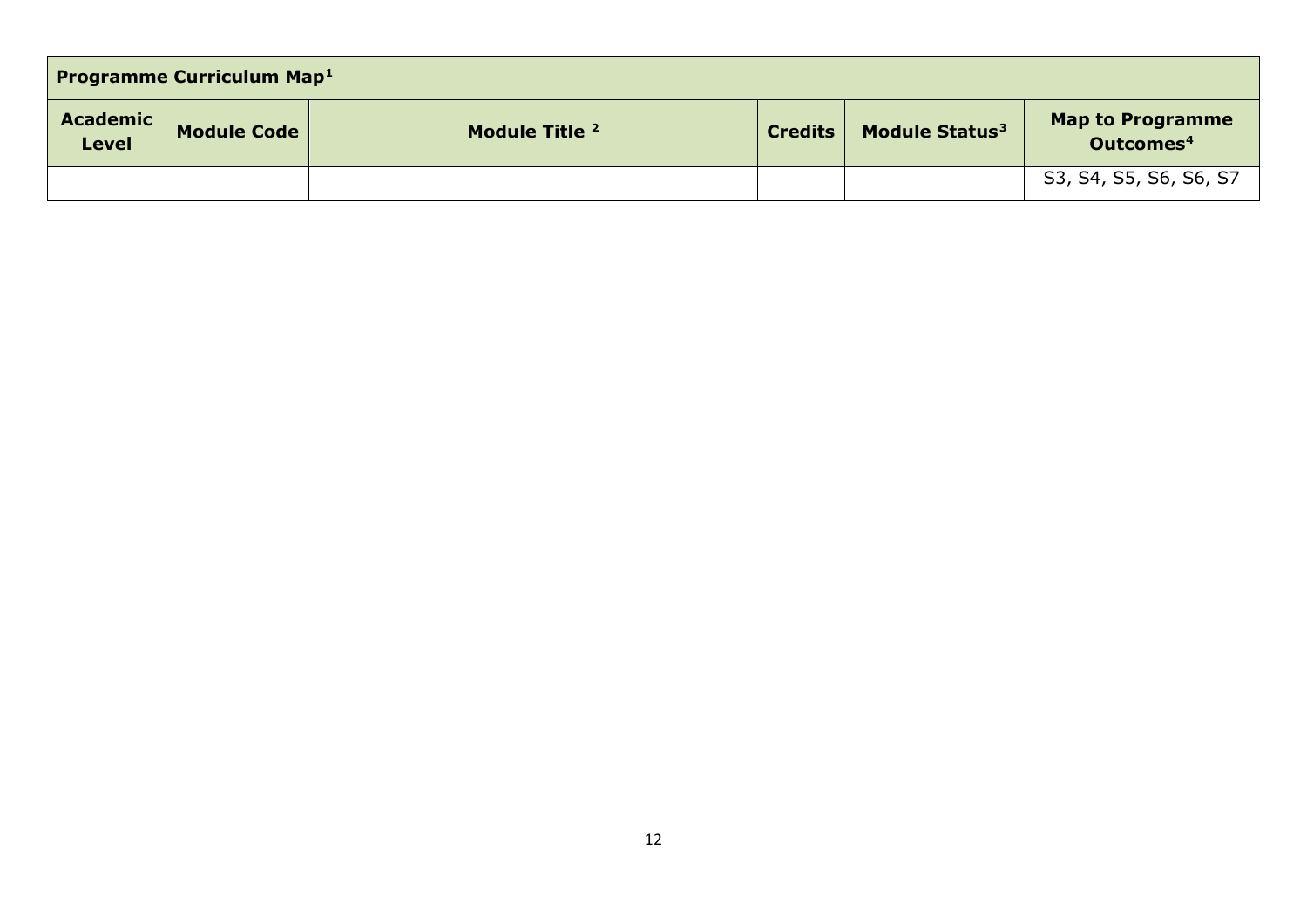| Programme Curriculum Map[1] | | | | | |
|---|---|---|---|---|---|
| **Academic Level** | **Module Code** | **Module Title** [2] | **Credits** | **Module Status**[3] | **Map to Programme Outcomes**[4] |
| | | | | | S3, S4, S5, S6, S6, S7 |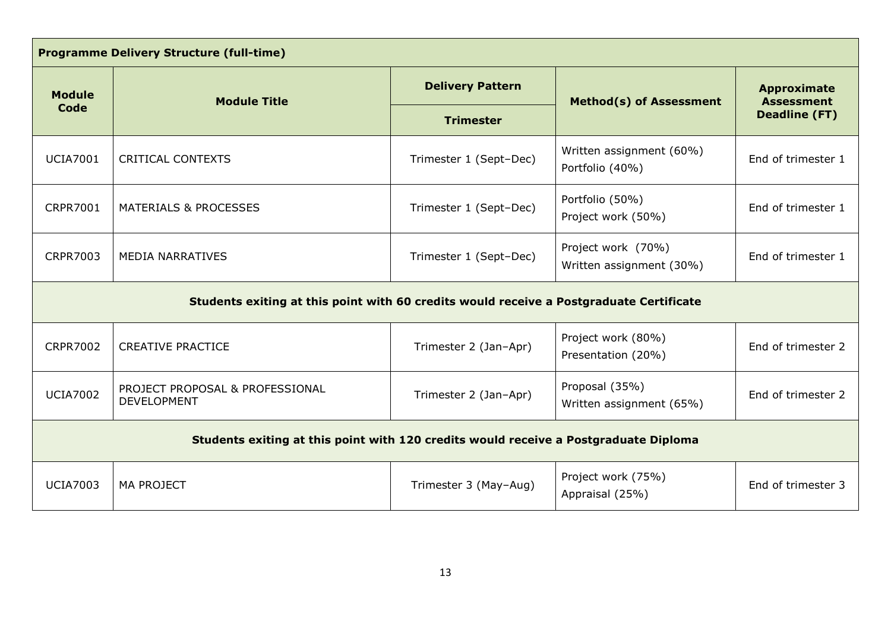| **Programme Delivery Structure (full-time)** | | | | |
|---|---|---|---|---|
| **Module Code** | **Module Title** | **Delivery Pattern** | **Method(s) of Assessment** | **Approximate Assessment Deadline (FT)** |
| | | **Trimester** | | |
| UCIA7001 | CRITICAL CONTEXTS | Trimester 1 (Sept–Dec) | Written assignment (60%)<br>Portfolio (40%) | End of trimester 1 |
| CRPR7001 | MATERIALS & PROCESSES | Trimester 1 (Sept–Dec) | Portfolio (50%)<br>Project work (50%) | End of trimester 1 |
| CRPR7003 | MEDIA NARRATIVES | Trimester 1 (Sept–Dec) | Project work (70%)<br>Written assignment (30%) | End of trimester 1 |
| **Students exiting at this point with 60 credits would receive a Postgraduate Certificate** | | | | |
| CRPR7002 | CREATIVE PRACTICE | Trimester 2 (Jan–Apr) | Project work (80%)<br>Presentation (20%) | End of trimester 2 |
| UCIA7002 | PROJECT PROPOSAL & PROFESSIONAL DEVELOPMENT | Trimester 2 (Jan–Apr) | Proposal (35%)<br>Written assignment (65%) | End of trimester 2 |
| **Students exiting at this point with 120 credits would receive a Postgraduate Diploma** | | | | |
| UCIA7003 | MA PROJECT | Trimester 3 (May–Aug) | Project work (75%)<br>Appraisal (25%) | End of trimester 3 |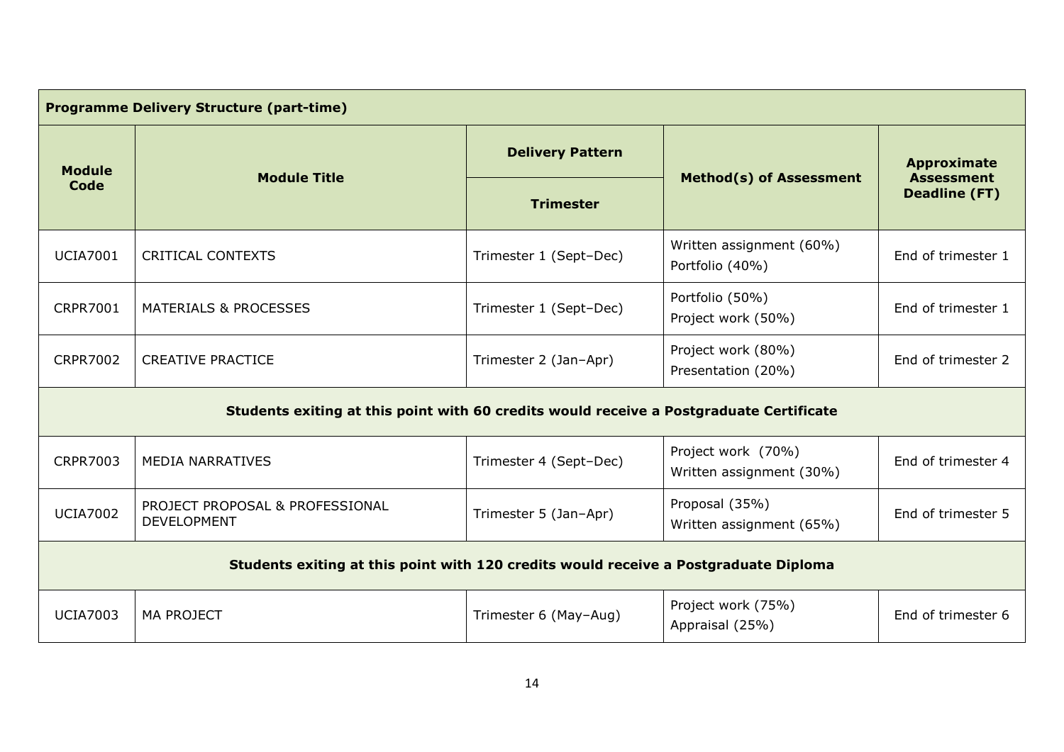| Programme Delivery Structure (part-time) | | | | |
|---|---|---|---|---|
| **Module Code** | **Module Title** | **Delivery Pattern** | **Method(s) of Assessment** | **Approximate Assessment Deadline (FT)** |
| | | **Trimester** | | |
| UCIA7001 | CRITICAL CONTEXTS | Trimester 1 (Sept–Dec) | Written assignment (60%)<br>Portfolio (40%) | End of trimester 1 |
| CRPR7001 | MATERIALS & PROCESSES | Trimester 1 (Sept–Dec) | Portfolio (50%)<br>Project work (50%) | End of trimester 1 |
| CRPR7002 | CREATIVE PRACTICE | Trimester 2 (Jan–Apr) | Project work (80%)<br>Presentation (20%) | End of trimester 2 |
| **Students exiting at this point with 60 credits would receive a Postgraduate Certificate** | | | | |
| CRPR7003 | MEDIA NARRATIVES | Trimester 4 (Sept–Dec) | Project work (70%)<br>Written assignment (30%) | End of trimester 4 |
| UCIA7002 | PROJECT PROPOSAL & PROFESSIONAL DEVELOPMENT | Trimester 5 (Jan–Apr) | Proposal (35%)<br>Written assignment (65%) | End of trimester 5 |
| **Students exiting at this point with 120 credits would receive a Postgraduate Diploma** | | | | |
| UCIA7003 | MA PROJECT | Trimester 6 (May–Aug) | Project work (75%)<br>Appraisal (25%) | End of trimester 6 |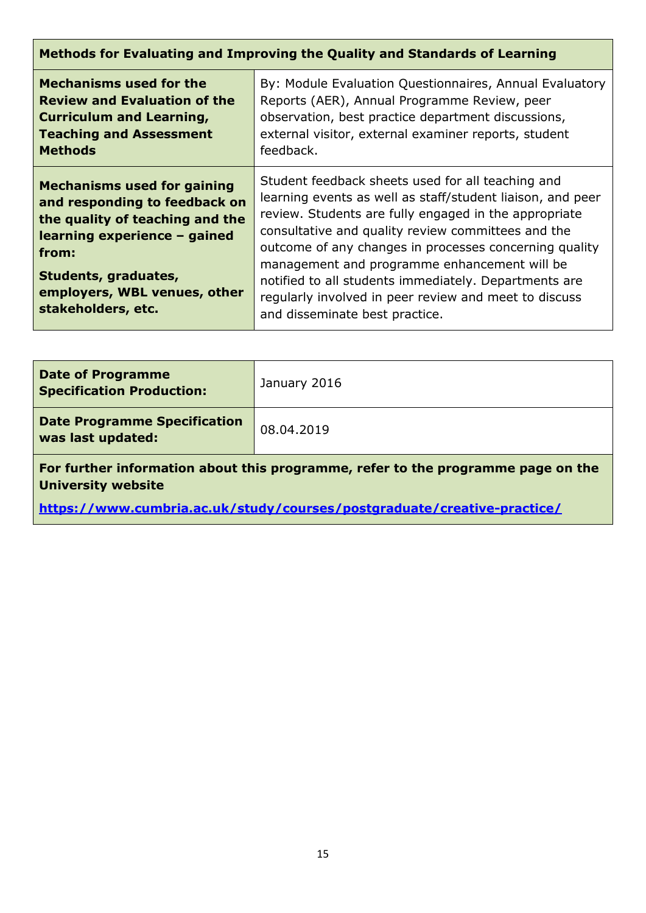| Methods for Evaluating and Improving the Quality and Standards of Learning | |
|---|---|
| **Mechanisms used for the Review and Evaluation of the Curriculum and Learning, Teaching and Assessment Methods** | By: Module Evaluation Questionnaires, Annual Evaluatory Reports (AER), Annual Programme Review, peer observation, best practice department discussions, external visitor, external examiner reports, student feedback. |
| **Mechanisms used for gaining and responding to feedback on the quality of teaching and the learning experience – gained from:** **Students, graduates, employers, WBL venues, other stakeholders, etc.** | Student feedback sheets used for all teaching and learning events as well as staff/student liaison, and peer review. Students are fully engaged in the appropriate consultative and quality review committees and the outcome of any changes in processes concerning quality management and programme enhancement will be notified to all students immediately. Departments are regularly involved in peer review and meet to discuss and disseminate best practice. |

| | |
|---|---|
| **Date of Programme Specification Production:** | January 2016 |
| **Date Programme Specification was last updated:** | 08.04.2019 |

**For further information about this programme, refer to the programme page on the University website**

**https://www.cumbria.ac.uk/study/courses/postgraduate/creative-practice/**